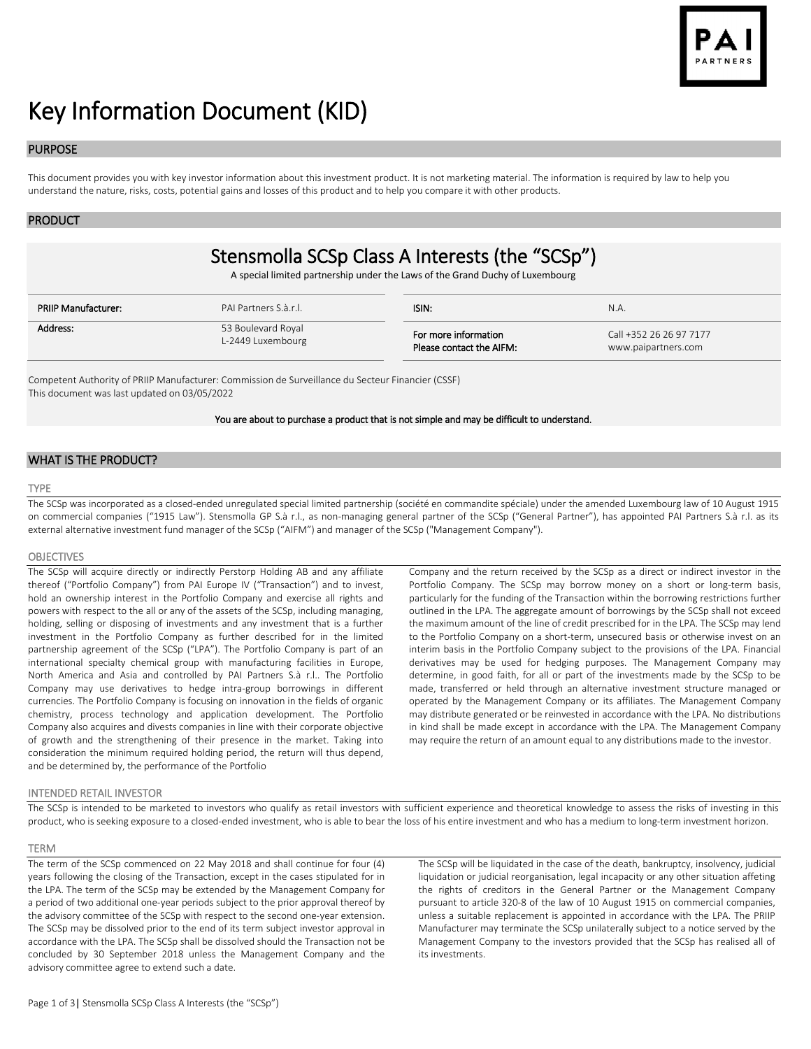# Key Information Document (KID)

## PURPOSE

This document provides you with key investor information about this investment product. It is not marketing material. The information is required by law to help you understand the nature, risks, costs, potential gains and losses of this product and to help you compare it with other products.

## PRODUCT

### Stensmolla SCSp Class A Interests (the "SCSp")

A special limited partnership under the Laws of the Grand Duchy of Luxembourg

| PRIIP Manufacturer: | PAI Partners S.à.r.l. | ISIN: | N.A. |
|---|---|---|---|
| Address: | 53 Boulevard Royal<br>L-2449 Luxembourg | For more information<br>Please contact the AIFM: | Call +352 26 26 97 7177<br>www.paipartners.com |

Competent Authority of PRIIP Manufacturer: Commission de Surveillance du Secteur Financier (CSSF)
This document was last updated on 03/05/2022

**You are about to purchase a product that is not simple and may be difficult to understand.**

## WHAT IS THE PRODUCT?

### TYPE

The SCSp was incorporated as a closed-ended unregulated special limited partnership (société en commandite spéciale) under the amended Luxembourg law of 10 August 1915 on commercial companies ("1915 Law"). Stensmolla GP S.à r.l., as non-managing general partner of the SCSp ("General Partner"), has appointed PAI Partners S.à r.l. as its external alternative investment fund manager of the SCSp ("AIFM") and manager of the SCSp ("Management Company").

### OBJECTIVES

The SCSp will acquire directly or indirectly Perstorp Holding AB and any affiliate thereof ("Portfolio Company") from PAI Europe IV ("Transaction") and to invest, hold an ownership interest in the Portfolio Company and exercise all rights and powers with respect to the all or any of the assets of the SCSp, including managing, holding, selling or disposing of investments and any investment that is a further investment in the Portfolio Company as further described for in the limited partnership agreement of the SCSp ("LPA"). The Portfolio Company is part of an international specialty chemical group with manufacturing facilities in Europe, North America and Asia and controlled by PAI Partners S.à r.l.. The Portfolio Company may use derivatives to hedge intra-group borrowings in different currencies. The Portfolio Company is focusing on innovation in the fields of organic chemistry, process technology and application development. The Portfolio Company also acquires and divests companies in line with their corporate objective of growth and the strengthening of their presence in the market. Taking into consideration the minimum required holding period, the return will thus depend, and be determined by, the performance of the Portfolio Company and the return received by the SCSp as a direct or indirect investor in the Portfolio Company. The SCSp may borrow money on a short or long-term basis, particularly for the funding of the Transaction within the borrowing restrictions further outlined in the LPA. The aggregate amount of borrowings by the SCSp shall not exceed the maximum amount of the line of credit prescribed for in the LPA. The SCSp may lend to the Portfolio Company on a short-term, unsecured basis or otherwise invest on an interim basis in the Portfolio Company subject to the provisions of the LPA. Financial derivatives may be used for hedging purposes. The Management Company may determine, in good faith, for all or part of the investments made by the SCSp to be made, transferred or held through an alternative investment structure managed or operated by the Management Company or its affiliates. The Management Company may distribute generated or be reinvested in accordance with the LPA. No distributions in kind shall be made except in accordance with the LPA. The Management Company may require the return of an amount equal to any distributions made to the investor.

### INTENDED RETAIL INVESTOR

The SCSp is intended to be marketed to investors who qualify as retail investors with sufficient experience and theoretical knowledge to assess the risks of investing in this product, who is seeking exposure to a closed-ended investment, who is able to bear the loss of his entire investment and who has a medium to long-term investment horizon.

### TERM

The term of the SCSp commenced on 22 May 2018 and shall continue for four (4) years following the closing of the Transaction, except in the cases stipulated for in the LPA. The term of the SCSp may be extended by the Management Company for a period of two additional one-year periods subject to the prior approval thereof by the advisory committee of the SCSp with respect to the second one-year extension. The SCSp may be dissolved prior to the end of its term subject investor approval in accordance with the LPA. The SCSp shall be dissolved should the Transaction not be concluded by 30 September 2018 unless the Management Company and the advisory committee agree to extend such a date.

The SCSp will be liquidated in the case of the death, bankruptcy, insolvency, judicial liquidation or judicial reorganisation, legal incapacity or any other situation affeting the rights of creditors in the General Partner or the Management Company pursuant to article 320-8 of the law of 10 August 1915 on commercial companies, unless a suitable replacement is appointed in accordance with the LPA. The PRIIP Manufacturer may terminate the SCSp unilaterally subject to a notice served by the Management Company to the investors provided that the SCSp has realised all of its investments.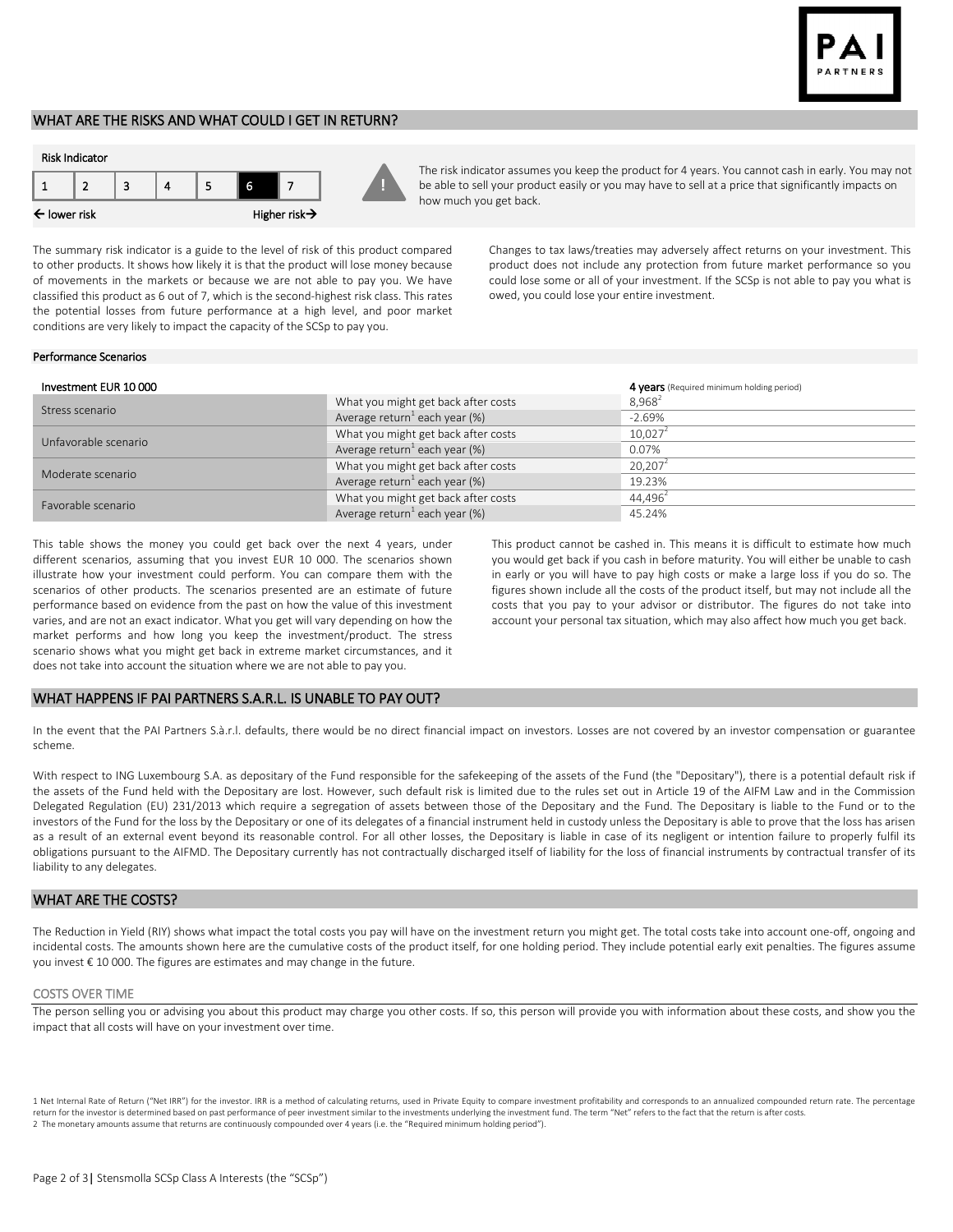## WHAT ARE THE RISKS AND WHAT COULD I GET IN RETURN?

**Risk Indicator**

| 1 | 2 | 3 | 4 | 5 | **6** | 7 |
|---|---|---|---|---|---|---|

← lower risk — Higher risk→

The risk indicator assumes you keep the product for 4 years. You cannot cash in early. You may not be able to sell your product easily or you may have to sell at a price that significantly impacts on how much you get back.

The summary risk indicator is a guide to the level of risk of this product compared to other products. It shows how likely it is that the product will lose money because of movements in the markets or because we are not able to pay you. We have classified this product as 6 out of 7, which is the second-highest risk class. This rates the potential losses from future performance at a high level, and poor market conditions are very likely to impact the capacity of the SCSp to pay you.

Changes to tax laws/treaties may adversely affect returns on your investment. This product does not include any protection from future market performance so you could lose some or all of your investment. If the SCSp is not able to pay you what is owed, you could lose your entire investment.

**Performance Scenarios**

| Investment EUR 10 000 | | **4 years** (Required minimum holding period) |
|---|---|---|
| Stress scenario | What you might get back after costs | 8,968[2] |
| | Average return[1] each year (%) | -2.69% |
| Unfavorable scenario | What you might get back after costs | 10,027[2] |
| | Average return[1] each year (%) | 0.07% |
| Moderate scenario | What you might get back after costs | 20,207[2] |
| | Average return[1] each year (%) | 19.23% |
| Favorable scenario | What you might get back after costs | 44,496[2] |
| | Average return[1] each year (%) | 45.24% |

This table shows the money you could get back over the next 4 years, under different scenarios, assuming that you invest EUR 10 000. The scenarios shown illustrate how your investment could perform. You can compare them with the scenarios of other products. The scenarios presented are an estimate of future performance based on evidence from the past on how the value of this investment varies, and are not an exact indicator. What you get will vary depending on how the market performs and how long you keep the investment/product. The stress scenario shows what you might get back in extreme market circumstances, and it does not take into account the situation where we are not able to pay you.

This product cannot be cashed in. This means it is difficult to estimate how much you would get back if you cash in before maturity. You will either be unable to cash in early or you will have to pay high costs or make a large loss if you do so. The figures shown include all the costs of the product itself, but may not include all the costs that you pay to your advisor or distributor. The figures do not take into account your personal tax situation, which may also affect how much you get back.

## WHAT HAPPENS IF PAI PARTNERS S.A.R.L. IS UNABLE TO PAY OUT?

In the event that the PAI Partners S.à.r.l. defaults, there would be no direct financial impact on investors. Losses are not covered by an investor compensation or guarantee scheme.

With respect to ING Luxembourg S.A. as depositary of the Fund responsible for the safekeeping of the assets of the Fund (the "Depositary"), there is a potential default risk if the assets of the Fund held with the Depositary are lost. However, such default risk is limited due to the rules set out in Article 19 of the AIFM Law and in the Commission Delegated Regulation (EU) 231/2013 which require a segregation of assets between those of the Depositary and the Fund. The Depositary is liable to the Fund or to the investors of the Fund for the loss by the Depositary or one of its delegates of a financial instrument held in custody unless the Depositary is able to prove that the loss has arisen as a result of an external event beyond its reasonable control. For all other losses, the Depositary is liable in case of its negligent or intention failure to properly fulfil its obligations pursuant to the AIFMD. The Depositary currently has not contractually discharged itself of liability for the loss of financial instruments by contractual transfer of its liability to any delegates.

## WHAT ARE THE COSTS?

The Reduction in Yield (RIY) shows what impact the total costs you pay will have on the investment return you might get. The total costs take into account one-off, ongoing and incidental costs. The amounts shown here are the cumulative costs of the product itself, for one holding period. They include potential early exit penalties. The figures assume you invest € 10 000. The figures are estimates and may change in the future.

### COSTS OVER TIME

The person selling you or advising you about this product may charge you other costs. If so, this person will provide you with information about these costs, and show you the impact that all costs will have on your investment over time.

1 Net Internal Rate of Return ("Net IRR") for the investor. IRR is a method of calculating returns, used in Private Equity to compare investment profitability and corresponds to an annualized compounded return rate. The percentage return for the investor is determined based on past performance of peer investment similar to the investments underlying the investment fund. The term "Net" refers to the fact that the return is after costs.
2 The monetary amounts assume that returns are continuously compounded over 4 years (i.e. the "Required minimum holding period").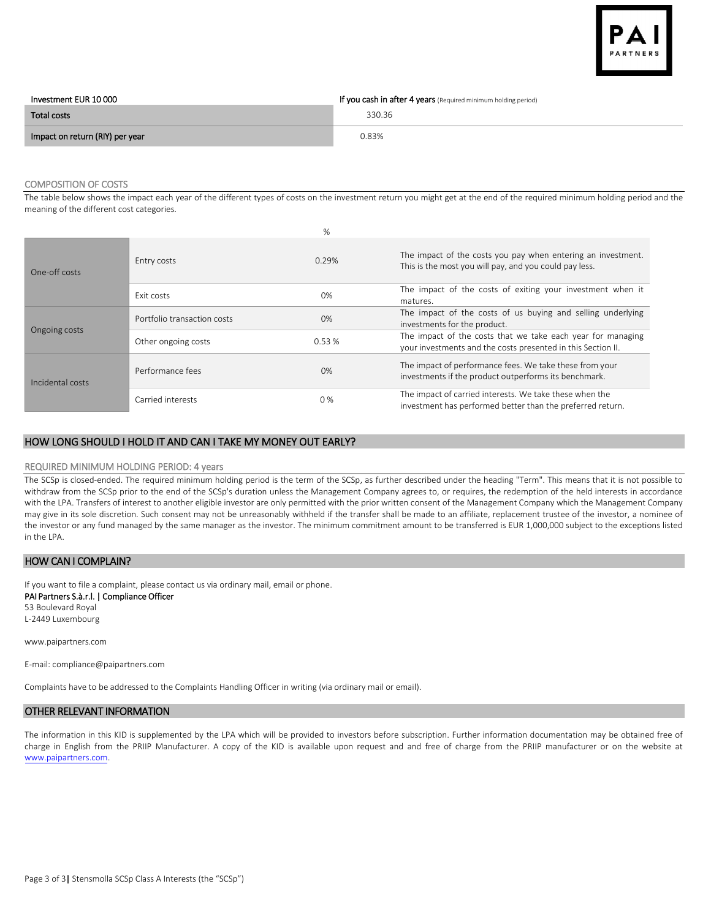| Investment EUR 10 000 | If you cash in after 4 years (Required minimum holding period) |
|---|---|
| Total costs | 330.36 |
| Impact on return (RIY) per year | 0.83% |

COMPOSITION OF COSTS

The table below shows the impact each year of the different types of costs on the investment return you might get at the end of the required minimum holding period and the meaning of the different cost categories.

| | | % | |
|---|---|---|---|
| One-off costs | Entry costs | 0.29% | The impact of the costs you pay when entering an investment. This is the most you will pay, and you could pay less. |
| | Exit costs | 0% | The impact of the costs of exiting your investment when it matures. |
| Ongoing costs | Portfolio transaction costs | 0% | The impact of the costs of us buying and selling underlying investments for the product. |
| | Other ongoing costs | 0.53 % | The impact of the costs that we take each year for managing your investments and the costs presented in this Section II. |
| Incidental costs | Performance fees | 0% | The impact of performance fees. We take these from your investments if the product outperforms its benchmark. |
| | Carried interests | 0 % | The impact of carried interests. We take these when the investment has performed better than the preferred return. |

## HOW LONG SHOULD I HOLD IT AND CAN I TAKE MY MONEY OUT EARLY?

REQUIRED MINIMUM HOLDING PERIOD: 4 years

The SCSp is closed-ended. The required minimum holding period is the term of the SCSp, as further described under the heading "Term". This means that it is not possible to withdraw from the SCSp prior to the end of the SCSp's duration unless the Management Company agrees to, or requires, the redemption of the held interests in accordance with the LPA. Transfers of interest to another eligible investor are only permitted with the prior written consent of the Management Company which the Management Company may give in its sole discretion. Such consent may not be unreasonably withheld if the transfer shall be made to an affiliate, replacement trustee of the investor, a nominee of the investor or any fund managed by the same manager as the investor. The minimum commitment amount to be transferred is EUR 1,000,000 subject to the exceptions listed in the LPA.

## HOW CAN I COMPLAIN?

If you want to file a complaint, please contact us via ordinary mail, email or phone.

**PAI Partners S.à.r.l. | Compliance Officer**
53 Boulevard Royal
L-2449 Luxembourg

www.paipartners.com

E-mail: compliance@paipartners.com

Complaints have to be addressed to the Complaints Handling Officer in writing (via ordinary mail or email).

## OTHER RELEVANT INFORMATION

The information in this KID is supplemented by the LPA which will be provided to investors before subscription. Further information documentation may be obtained free of charge in English from the PRIIP Manufacturer. A copy of the KID is available upon request and and free of charge from the PRIIP manufacturer or on the website at www.paipartners.com.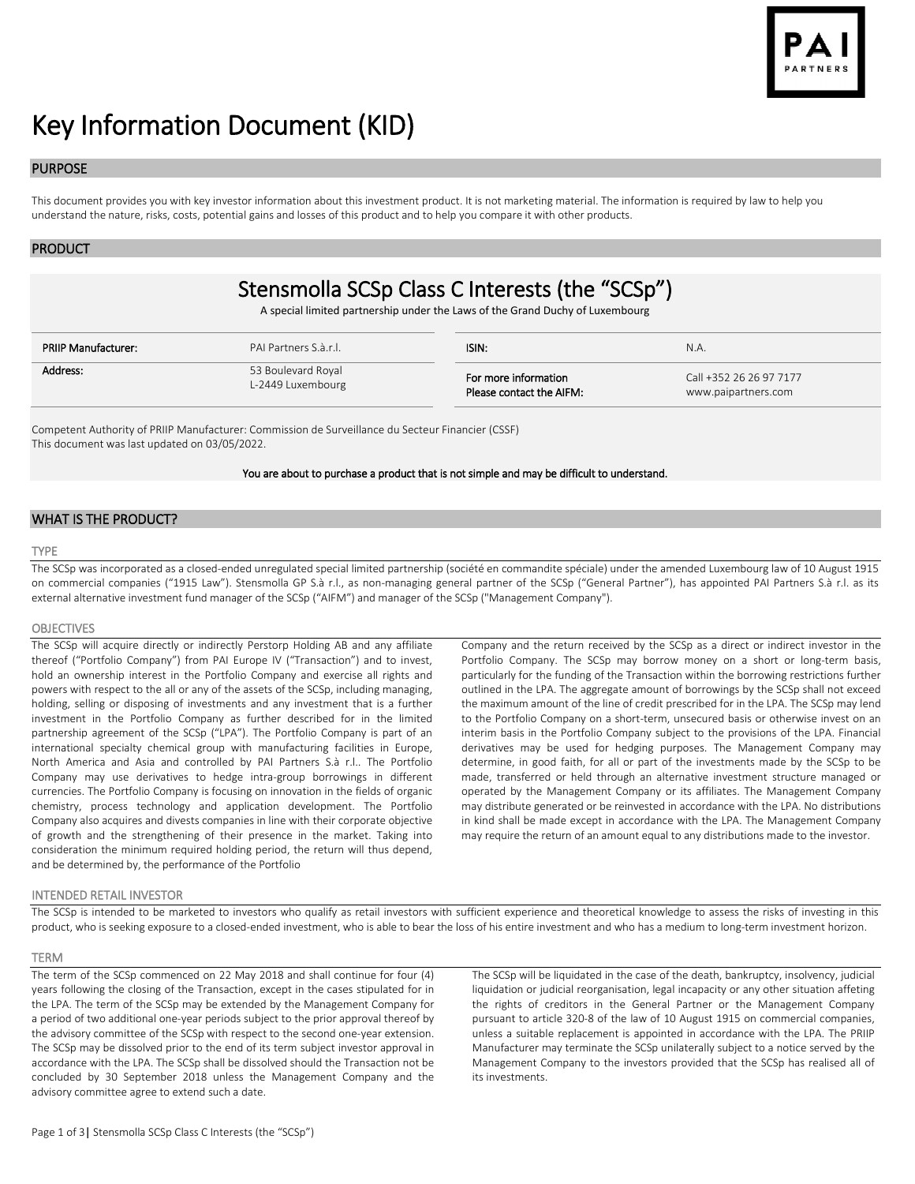# Key Information Document (KID)

## PURPOSE

This document provides you with key investor information about this investment product. It is not marketing material. The information is required by law to help you understand the nature, risks, costs, potential gains and losses of this product and to help you compare it with other products.

## PRODUCT

### Stensmolla SCSp Class C Interests (the "SCSp")

A special limited partnership under the Laws of the Grand Duchy of Luxembourg

| PRIIP Manufacturer: | PAI Partners S.à.r.l. | ISIN: | N.A. |
|---|---|---|---|
| Address: | 53 Boulevard Royal L-2449 Luxembourg | For more information Please contact the AIFM: | Call +352 26 26 97 7177 www.paipartners.com |

Competent Authority of PRIIP Manufacturer: Commission de Surveillance du Secteur Financier (CSSF)
This document was last updated on 03/05/2022.

**You are about to purchase a product that is not simple and may be difficult to understand.**

## WHAT IS THE PRODUCT?

### TYPE

The SCSp was incorporated as a closed-ended unregulated special limited partnership (société en commandite spéciale) under the amended Luxembourg law of 10 August 1915 on commercial companies ("1915 Law"). Stensmolla GP S.à r.l., as non-managing general partner of the SCSp ("General Partner"), has appointed PAI Partners S.à r.l. as its external alternative investment fund manager of the SCSp ("AIFM") and manager of the SCSp ("Management Company").

### OBJECTIVES

The SCSp will acquire directly or indirectly Perstorp Holding AB and any affiliate thereof ("Portfolio Company") from PAI Europe IV ("Transaction") and to invest, hold an ownership interest in the Portfolio Company and exercise all rights and powers with respect to the all or any of the assets of the SCSp, including managing, holding, selling or disposing of investments and any investment that is a further investment in the Portfolio Company as further described for in the limited partnership agreement of the SCSp ("LPA"). The Portfolio Company is part of an international specialty chemical group with manufacturing facilities in Europe, North America and Asia and controlled by PAI Partners S.à r.l.. The Portfolio Company may use derivatives to hedge intra-group borrowings in different currencies. The Portfolio Company is focusing on innovation in the fields of organic chemistry, process technology and application development. The Portfolio Company also acquires and divests companies in line with their corporate objective of growth and the strengthening of their presence in the market. Taking into consideration the minimum required holding period, the return will thus depend, and be determined by, the performance of the Portfolio Company and the return received by the SCSp as a direct or indirect investor in the Portfolio Company. The SCSp may borrow money on a short or long-term basis, particularly for the funding of the Transaction within the borrowing restrictions further outlined in the LPA. The aggregate amount of borrowings by the SCSp shall not exceed the maximum amount of the line of credit prescribed for in the LPA. The SCSp may lend to the Portfolio Company on a short-term, unsecured basis or otherwise invest on an interim basis in the Portfolio Company subject to the provisions of the LPA. Financial derivatives may be used for hedging purposes. The Management Company may determine, in good faith, for all or part of the investments made by the SCSp to be made, transferred or held through an alternative investment structure managed or operated by the Management Company or its affiliates. The Management Company may distribute generated or be reinvested in accordance with the LPA. No distributions in kind shall be made except in accordance with the LPA. The Management Company may require the return of an amount equal to any distributions made to the investor.

### INTENDED RETAIL INVESTOR

The SCSp is intended to be marketed to investors who qualify as retail investors with sufficient experience and theoretical knowledge to assess the risks of investing in this product, who is seeking exposure to a closed-ended investment, who is able to bear the loss of his entire investment and who has a medium to long-term investment horizon.

### TERM

The term of the SCSp commenced on 22 May 2018 and shall continue for four (4) years following the closing of the Transaction, except in the cases stipulated for in the LPA. The term of the SCSp may be extended by the Management Company for a period of two additional one-year periods subject to the prior approval thereof by the advisory committee of the SCSp with respect to the second one-year extension. The SCSp may be dissolved prior to the end of its term subject investor approval in accordance with the LPA. The SCSp shall be dissolved should the Transaction not be concluded by 30 September 2018 unless the Management Company and the advisory committee agree to extend such a date.

The SCSp will be liquidated in the case of the death, bankruptcy, insolvency, judicial liquidation or judicial reorganisation, legal incapacity or any other situation affeting the rights of creditors in the General Partner or the Management Company pursuant to article 320-8 of the law of 10 August 1915 on commercial companies, unless a suitable replacement is appointed in accordance with the LPA. The PRIIP Manufacturer may terminate the SCSp unilaterally subject to a notice served by the Management Company to the investors provided that the SCSp has realised all of its investments.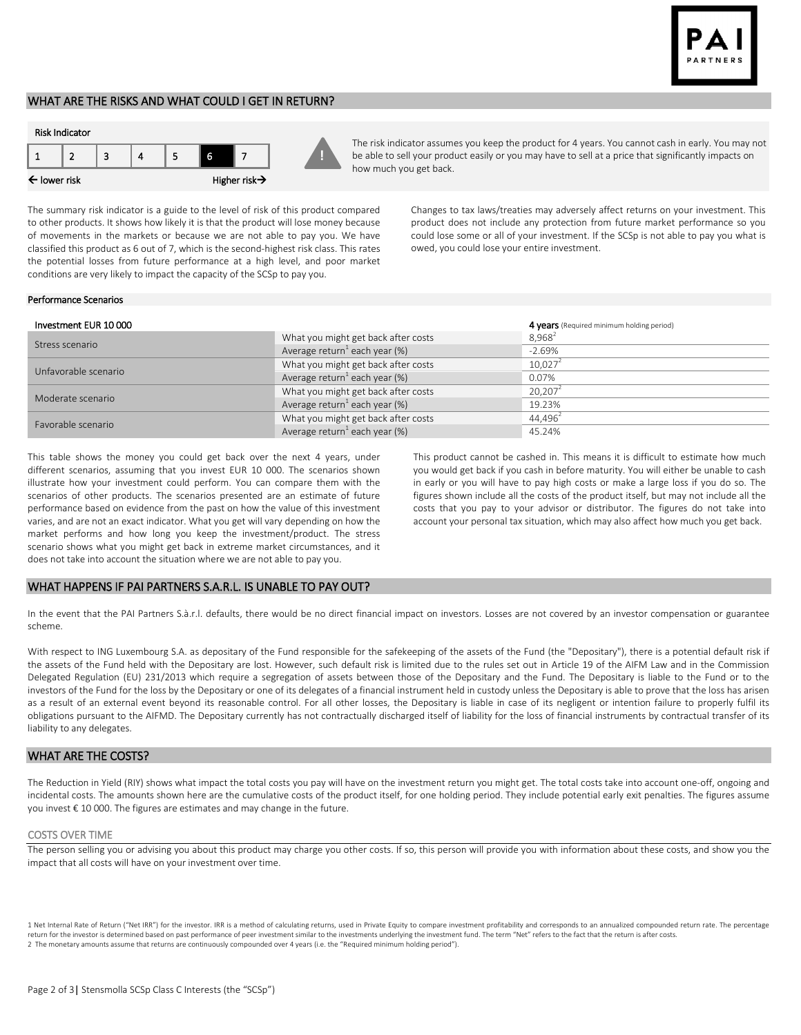## WHAT ARE THE RISKS AND WHAT COULD I GET IN RETURN?

**Risk Indicator**

| 1 | 2 | 3 | 4 | 5 | **6** | 7 |
|---|---|---|---|---|---|---|

← lower risk Higher risk→

The risk indicator assumes you keep the product for 4 years. You cannot cash in early. You may not be able to sell your product easily or you may have to sell at a price that significantly impacts on how much you get back.

The summary risk indicator is a guide to the level of risk of this product compared to other products. It shows how likely it is that the product will lose money because of movements in the markets or because we are not able to pay you. We have classified this product as 6 out of 7, which is the second-highest risk class. This rates the potential losses from future performance at a high level, and poor market conditions are very likely to impact the capacity of the SCSp to pay you.

Changes to tax laws/treaties may adversely affect returns on your investment. This product does not include any protection from future market performance so you could lose some or all of your investment. If the SCSp is not able to pay you what is owed, you could lose your entire investment.

**Performance Scenarios**

| Investment EUR 10 000 | | **4 years** (Required minimum holding period) |
|---|---|---|
| Stress scenario | What you might get back after costs | 8,968[2] |
| | Average return[1] each year (%) | -2.69% |
| Unfavorable scenario | What you might get back after costs | 10,027[2] |
| | Average return[1] each year (%) | 0.07% |
| Moderate scenario | What you might get back after costs | 20,207[2] |
| | Average return[1] each year (%) | 19.23% |
| Favorable scenario | What you might get back after costs | 44,496[2] |
| | Average return[1] each year (%) | 45.24% |

This table shows the money you could get back over the next 4 years, under different scenarios, assuming that you invest EUR 10 000. The scenarios shown illustrate how your investment could perform. You can compare them with the scenarios of other products. The scenarios presented are an estimate of future performance based on evidence from the past on how the value of this investment varies, and are not an exact indicator. What you get will vary depending on how the market performs and how long you keep the investment/product. The stress scenario shows what you might get back in extreme market circumstances, and it does not take into account the situation where we are not able to pay you.

This product cannot be cashed in. This means it is difficult to estimate how much you would get back if you cash in before maturity. You will either be unable to cash in early or you will have to pay high costs or make a large loss if you do so. The figures shown include all the costs of the product itself, but may not include all the costs that you pay to your advisor or distributor. The figures do not take into account your personal tax situation, which may also affect how much you get back.

## WHAT HAPPENS IF PAI PARTNERS S.A.R.L. IS UNABLE TO PAY OUT?

In the event that the PAI Partners S.à.r.l. defaults, there would be no direct financial impact on investors. Losses are not covered by an investor compensation or guarantee scheme.

With respect to ING Luxembourg S.A. as depositary of the Fund responsible for the safekeeping of the assets of the Fund (the "Depositary"), there is a potential default risk if the assets of the Fund held with the Depositary are lost. However, such default risk is limited due to the rules set out in Article 19 of the AIFM Law and in the Commission Delegated Regulation (EU) 231/2013 which require a segregation of assets between those of the Depositary and the Fund. The Depositary is liable to the Fund or to the investors of the Fund for the loss by the Depositary or one of its delegates of a financial instrument held in custody unless the Depositary is able to prove that the loss has arisen as a result of an external event beyond its reasonable control. For all other losses, the Depositary is liable in case of its negligent or intention failure to properly fulfil its obligations pursuant to the AIFMD. The Depositary currently has not contractually discharged itself of liability for the loss of financial instruments by contractual transfer of its liability to any delegates.

## WHAT ARE THE COSTS?

The Reduction in Yield (RIY) shows what impact the total costs you pay will have on the investment return you might get. The total costs take into account one-off, ongoing and incidental costs. The amounts shown here are the cumulative costs of the product itself, for one holding period. They include potential early exit penalties. The figures assume you invest € 10 000. The figures are estimates and may change in the future.

### COSTS OVER TIME

The person selling you or advising you about this product may charge you other costs. If so, this person will provide you with information about these costs, and show you the impact that all costs will have on your investment over time.

1 Net Internal Rate of Return ("Net IRR") for the investor. IRR is a method of calculating returns, used in Private Equity to compare investment profitability and corresponds to an annualized compounded return rate. The percentage return for the investor is determined based on past performance of peer investment similar to the investments underlying the investment fund. The term "Net" refers to the fact that the return is after costs.
2 The monetary amounts assume that returns are continuously compounded over 4 years (i.e. the "Required minimum holding period").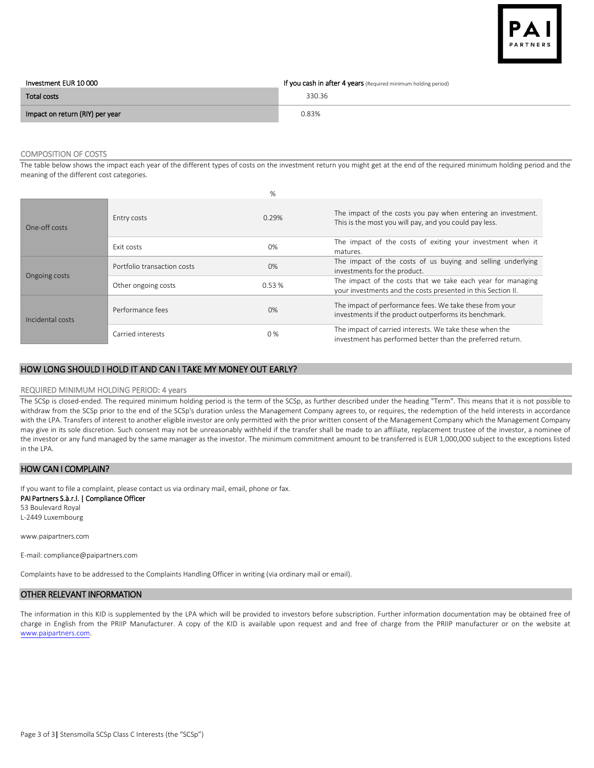| Investment EUR 10 000 | If you cash in after 4 years (Required minimum holding period) |
|---|---|
| Total costs | 330.36 |
| Impact on return (RIY) per year | 0.83% |

### COMPOSITION OF COSTS

The table below shows the impact each year of the different types of costs on the investment return you might get at the end of the required minimum holding period and the meaning of the different cost categories.

| | | % | |
|---|---|---|---|
| One-off costs | Entry costs | 0.29% | The impact of the costs you pay when entering an investment. This is the most you will pay, and you could pay less. |
| | Exit costs | 0% | The impact of the costs of exiting your investment when it matures. |
| Ongoing costs | Portfolio transaction costs | 0% | The impact of the costs of us buying and selling underlying investments for the product. |
| | Other ongoing costs | 0.53 % | The impact of the costs that we take each year for managing your investments and the costs presented in this Section II. |
| Incidental costs | Performance fees | 0% | The impact of performance fees. We take these from your investments if the product outperforms its benchmark. |
| | Carried interests | 0 % | The impact of carried interests. We take these when the investment has performed better than the preferred return. |

## HOW LONG SHOULD I HOLD IT AND CAN I TAKE MY MONEY OUT EARLY?

### REQUIRED MINIMUM HOLDING PERIOD: 4 years

The SCSp is closed-ended. The required minimum holding period is the term of the SCSp, as further described under the heading "Term". This means that it is not possible to withdraw from the SCSp prior to the end of the SCSp's duration unless the Management Company agrees to, or requires, the redemption of the held interests in accordance with the LPA. Transfers of interest to another eligible investor are only permitted with the prior written consent of the Management Company which the Management Company may give in its sole discretion. Such consent may not be unreasonably withheld if the transfer shall be made to an affiliate, replacement trustee of the investor, a nominee of the investor or any fund managed by the same manager as the investor. The minimum commitment amount to be transferred is EUR 1,000,000 subject to the exceptions listed in the LPA.

## HOW CAN I COMPLAIN?

If you want to file a complaint, please contact us via ordinary mail, email, phone or fax.

**PAI Partners S.à.r.l. | Compliance Officer**
53 Boulevard Royal
L-2449 Luxembourg

www.paipartners.com

E-mail: compliance@paipartners.com

Complaints have to be addressed to the Complaints Handling Officer in writing (via ordinary mail or email).

## OTHER RELEVANT INFORMATION

The information in this KID is supplemented by the LPA which will be provided to investors before subscription. Further information documentation may be obtained free of charge in English from the PRIIP Manufacturer. A copy of the KID is available upon request and and free of charge from the PRIIP manufacturer or on the website at www.paipartners.com.